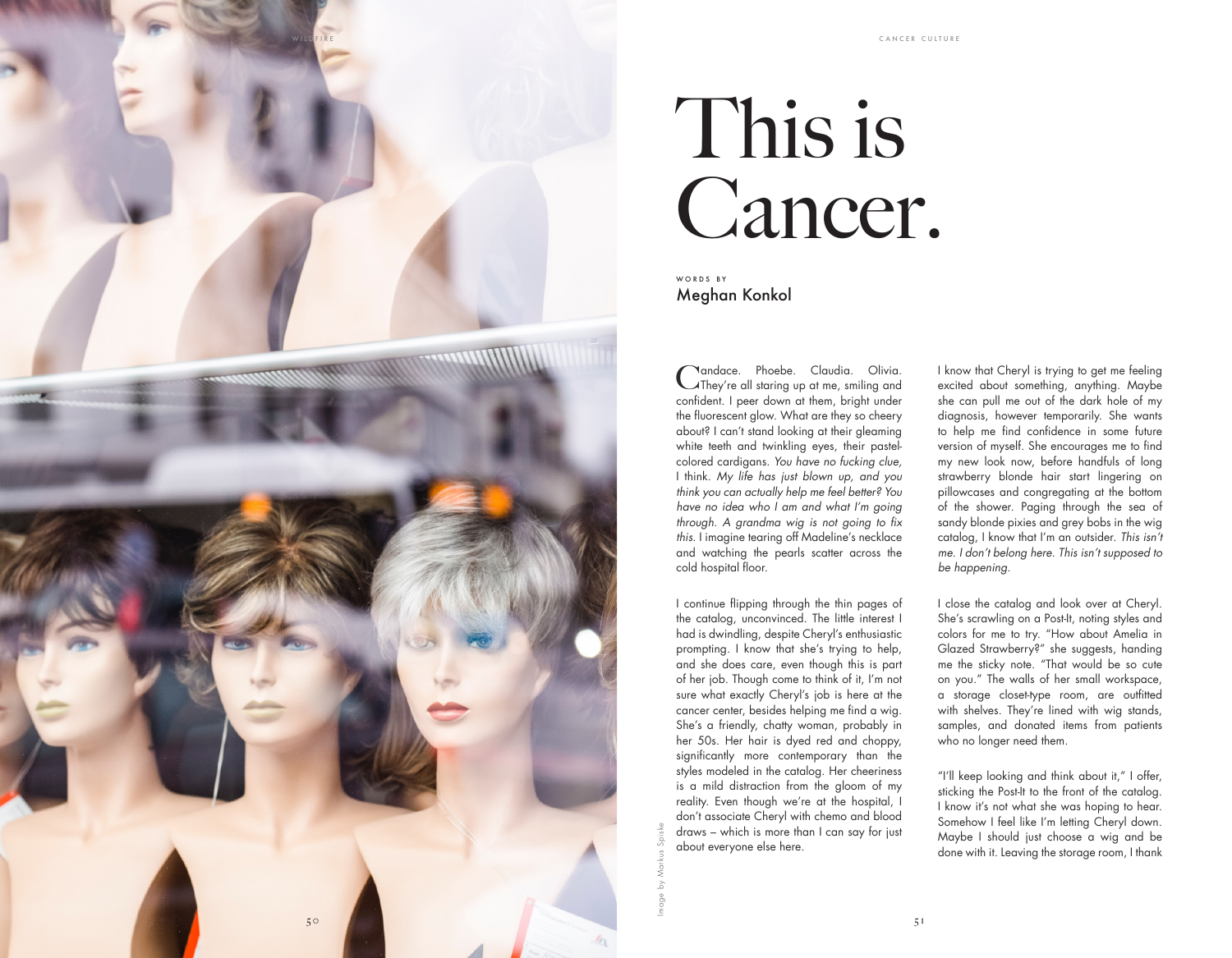# This is Cancer.

WORDS BY

Meghan Konkol

Candace. Phoebe. Claudia. Olivia. They're all staring up at me, smiling and confident. I peer down at them, bright under the fluorescent glow. What are they so cheery about? I can't stand looking at their gleaming white teeth and twinkling eyes, their pastel-colored cardigans. *You have no fucking clue,* I think. *My life has just blown up, and you think you can actually help me feel better? You have no idea who I am and what I'm going through. A grandma wig is not going to fix this.* I imagine tearing off Madeline's necklace and watching the pearls scatter across the cold hospital floor.

I continue flipping through the thin pages of the catalog, unconvinced. The little interest I had is dwindling, despite Cheryl's enthusiastic prompting. I know that she's trying to help, and she does care, even though this is part of her job. Though come to think of it, I'm not sure what exactly Cheryl's job is here at the cancer center, besides helping me find a wig. She's a friendly, chatty woman, probably in her 50s. Her hair is dyed red and choppy, significantly more contemporary than the styles modeled in the catalog. Her cheeriness is a mild distraction from the gloom of my reality. Even though we're at the hospital, I don't associate Cheryl with chemo and blood draws – which is more than I can say for just about everyone else here.

I know that Cheryl is trying to get me feeling excited about something, anything. Maybe she can pull me out of the dark hole of my diagnosis, however temporarily. She wants to help me find confidence in some future version of myself. She encourages me to find my new look now, before handfuls of long strawberry blonde hair start lingering on pillowcases and congregating at the bottom of the shower. Paging through the sea of sandy blonde pixies and grey bobs in the wig catalog, I know that I'm an outsider. *This isn't me. I don't belong here. This isn't supposed to be happening.*

I close the catalog and look over at Cheryl. She's scrawling on a Post-It, noting styles and colors for me to try. "How about Amelia in Glazed Strawberry?" she suggests, handing me the sticky note. "That would be so cute on you." The walls of her small workspace, a storage closet-type room, are outfitted with shelves. They're lined with wig stands, samples, and donated items from patients who no longer need them.

"I'll keep looking and think about it," I offer, sticking the Post-It to the front of the catalog. I know it's not what she was hoping to hear. Somehow I feel like I'm letting Cheryl down. Maybe I should just choose a wig and be done with it. Leaving the storage room, I thank

Image by Markus Spiske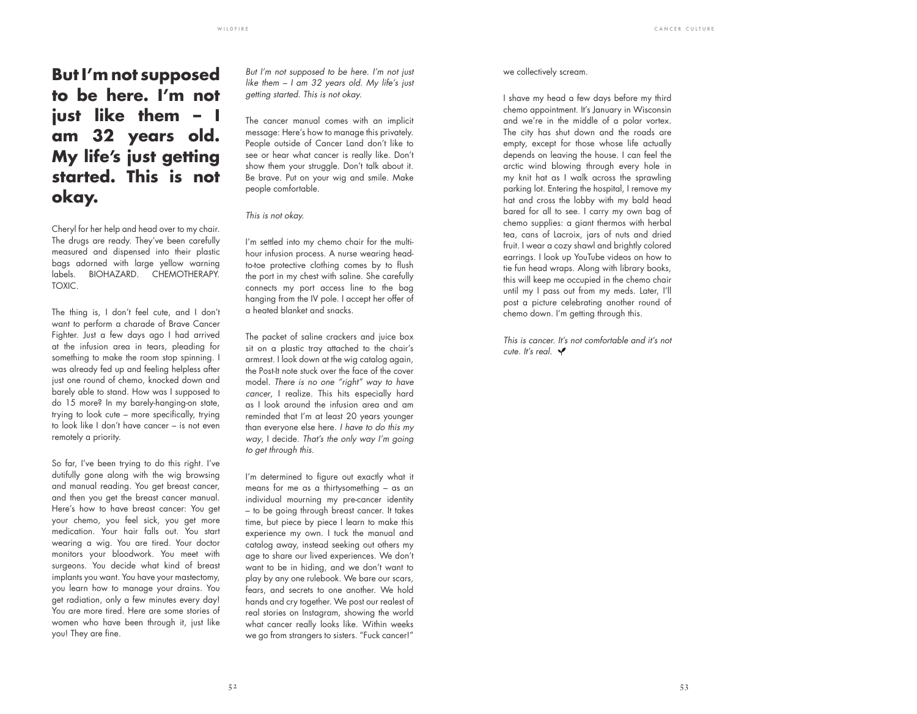**But I'm not supposed to be here. I'm not just like them – I am 32 years old. My life's just getting started. This is not okay.**

Cheryl for her help and head over to my chair. The drugs are ready. They've been carefully measured and dispensed into their plastic bags adorned with large yellow warning labels. BIOHAZARD. CHEMOTHERAPY. TOXIC.

The thing is, I don't feel cute, and I don't want to perform a charade of Brave Cancer Fighter. Just a few days ago I had arrived at the infusion area in tears, pleading for something to make the room stop spinning. I was already fed up and feeling helpless after just one round of chemo, knocked down and barely able to stand. How was I supposed to do 15 more? In my barely-hanging-on state, trying to look cute – more specifically, trying to look like I don't have cancer – is not even remotely a priority.

So far, I've been trying to do this right. I've dutifully gone along with the wig browsing and manual reading. You get breast cancer, and then you get the breast cancer manual. Here's how to have breast cancer: You get your chemo, you feel sick, you get more medication. Your hair falls out. You start wearing a wig. You are tired. Your doctor monitors your bloodwork. You meet with surgeons. You decide what kind of breast implants you want. You have your mastectomy, you learn how to manage your drains. You get radiation, only a few minutes every day! You are more tired. Here are some stories of women who have been through it, just like you! They are fine.

*But I'm not supposed to be here. I'm not just like them – I am 32 years old. My life's just getting started. This is not okay.*

The cancer manual comes with an implicit message: Here's how to manage this privately. People outside of Cancer Land don't like to see or hear what cancer is really like. Don't show them your struggle. Don't talk about it. Be brave. Put on your wig and smile. Make people comfortable.

*This is not okay.*

I'm settled into my chemo chair for the multi-hour infusion process. A nurse wearing head-to-toe protective clothing comes by to flush the port in my chest with saline. She carefully connects my port access line to the bag hanging from the IV pole. I accept her offer of a heated blanket and snacks.

The packet of saline crackers and juice box sit on a plastic tray attached to the chair's armrest. I look down at the wig catalog again, the Post-It note stuck over the face of the cover model. *There is no one "right" way to have cancer*, I realize. This hits especially hard as I look around the infusion area and am reminded that I'm at least 20 years younger than everyone else here. *I have to do this my way*, I decide. *That's the only way I'm going to get through this.*

I'm determined to figure out exactly what it means for me as a thirtysomething – as an individual mourning my pre-cancer identity – to be going through breast cancer. It takes time, but piece by piece I learn to make this experience my own. I tuck the manual and catalog away, instead seeking out others my age to share our lived experiences. We don't want to be in hiding, and we don't want to play by any one rulebook. We bare our scars, fears, and secrets to one another. We hold hands and cry together. We post our realest of real stories on Instagram, showing the world what cancer really looks like. Within weeks we go from strangers to sisters. "Fuck cancer!" we collectively scream.

I shave my head a few days before my third chemo appointment. It's January in Wisconsin and we're in the middle of a polar vortex. The city has shut down and the roads are empty, except for those whose life actually depends on leaving the house. I can feel the arctic wind blowing through every hole in my knit hat as I walk across the sprawling parking lot. Entering the hospital, I remove my hat and cross the lobby with my bald head bared for all to see. I carry my own bag of chemo supplies: a giant thermos with herbal tea, cans of Lacroix, jars of nuts and dried fruit. I wear a cozy shawl and brightly colored earrings. I look up YouTube videos on how to tie fun head wraps. Along with library books, this will keep me occupied in the chemo chair until my I pass out from my meds. Later, I'll post a picture celebrating another round of chemo down. I'm getting through this.

*This is cancer. It's not comfortable and it's not cute. It's real.*